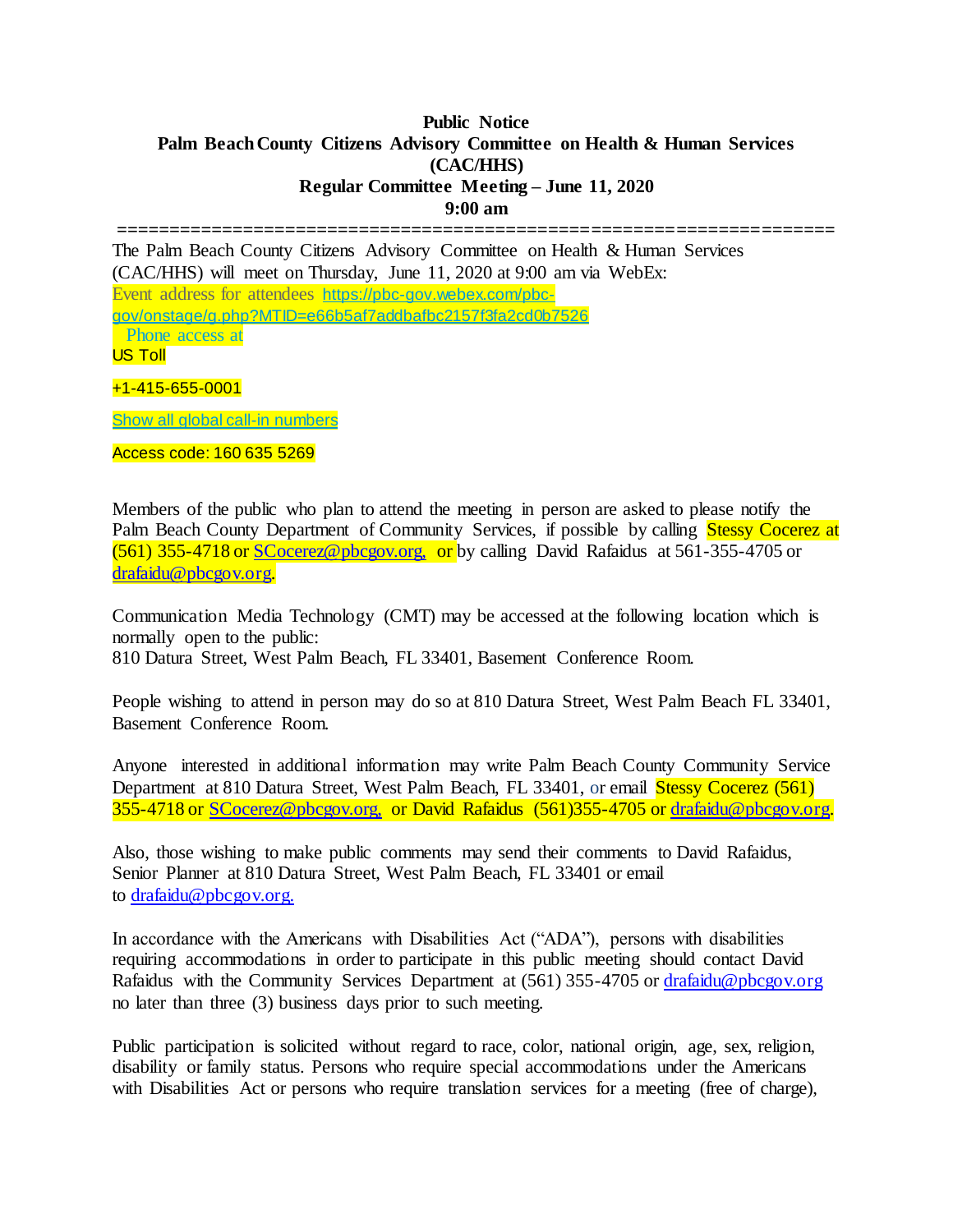**Public Notice**
**Palm Beach County Citizens Advisory Committee on Health & Human Services (CAC/HHS)**
**Regular Committee Meeting – June 11, 2020**
**9:00 am**

==================================================================

The Palm Beach County Citizens Advisory Committee on Health & Human Services (CAC/HHS) will meet on Thursday, June 11, 2020 at 9:00 am via WebEx:
Event address for attendees https://pbc-gov.webex.com/pbc-gov/onstage/g.php?MTID=e66b5af7addbafbc2157f3fa2cd0b7526
Phone access at
US Toll

+1-415-655-0001

Show all global call-in numbers

Access code: 160 635 5269

Members of the public who plan to attend the meeting in person are asked to please notify the Palm Beach County Department of Community Services, if possible by calling Stessy Cocerez at (561) 355-4718 or SCocerez@pbcgov.org, or by calling David Rafaidus at 561-355-4705 or drafaidu@pbcgov.org.

Communication Media Technology (CMT) may be accessed at the following location which is normally open to the public:
810 Datura Street, West Palm Beach, FL 33401, Basement Conference Room.

People wishing to attend in person may do so at 810 Datura Street, West Palm Beach FL 33401, Basement Conference Room.

Anyone interested in additional information may write Palm Beach County Community Service Department at 810 Datura Street, West Palm Beach, FL 33401, or email Stessy Cocerez (561) 355-4718 or SCocerez@pbcgov.org, or David Rafaidus (561)355-4705 or drafaidu@pbcgov.org.

Also, those wishing to make public comments may send their comments to David Rafaidus, Senior Planner at 810 Datura Street, West Palm Beach, FL 33401 or email to drafaidu@pbcgov.org.

In accordance with the Americans with Disabilities Act ("ADA"), persons with disabilities requiring accommodations in order to participate in this public meeting should contact David Rafaidus with the Community Services Department at (561) 355-4705 or drafaidu@pbcgov.org no later than three (3) business days prior to such meeting.

Public participation is solicited without regard to race, color, national origin, age, sex, religion, disability or family status. Persons who require special accommodations under the Americans with Disabilities Act or persons who require translation services for a meeting (free of charge),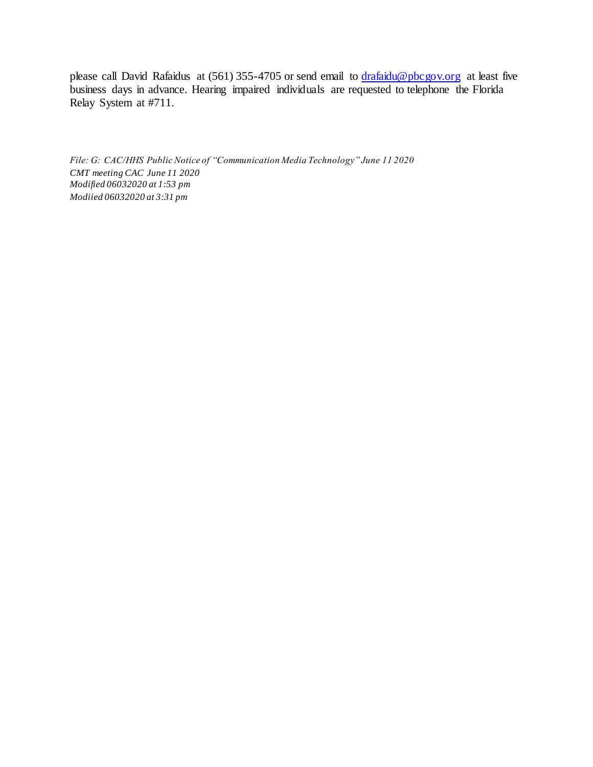please call David Rafaidus at (561) 355-4705 or send email to [drafaidu@pbcgov.org](mailto:drafaidu@pbcgov.org) at least five business days in advance. Hearing impaired individuals are requested to telephone the Florida Relay System at #711.

*File: G: CAC/HHS Public Notice of "Communication Media Technology" June 11 2020*
*CMT meeting CAC June 11 2020*
*Modified 06032020 at 1:53 pm*
*Modiied 06032020 at 3:31 pm*